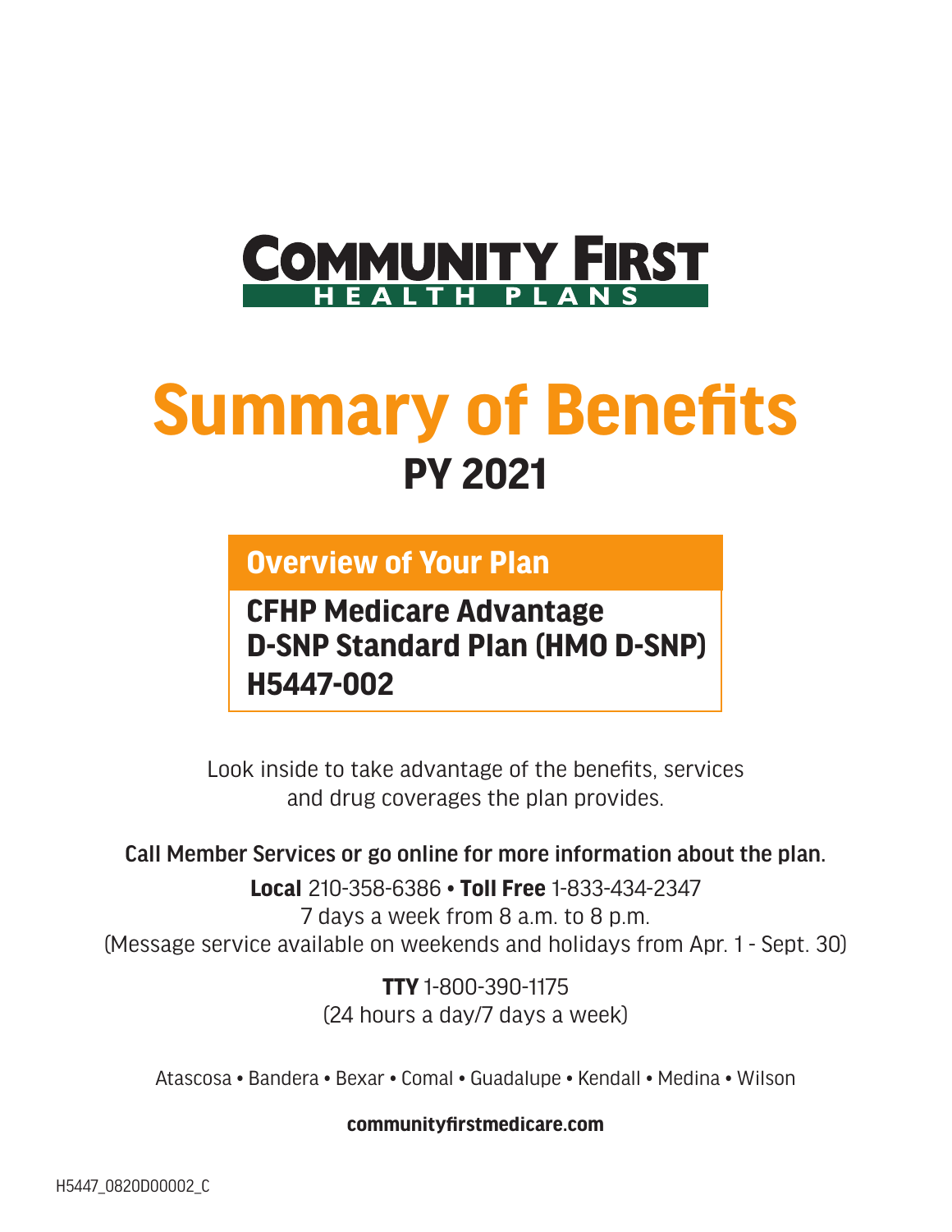**COMMUNITY FIRST**
**HEALTH PLANS**

# Summary of Benefits

## PY 2021

### Overview of Your Plan

**CFHP Medicare Advantage D-SNP Standard Plan (HMO D-SNP) H5447-002**

Look inside to take advantage of the benefits, services and drug coverages the plan provides.

**Call Member Services or go online for more information about the plan.**

**Local** 210-358-6386 • **Toll Free** 1-833-434-2347
7 days a week from 8 a.m. to 8 p.m.
(Message service available on weekends and holidays from Apr. 1 - Sept. 30)

**TTY** 1-800-390-1175
(24 hours a day/7 days a week)

Atascosa • Bandera • Bexar • Comal • Guadalupe • Kendall • Medina • Wilson

**communityfirstmedicare.com**

H5447_0820D00002_C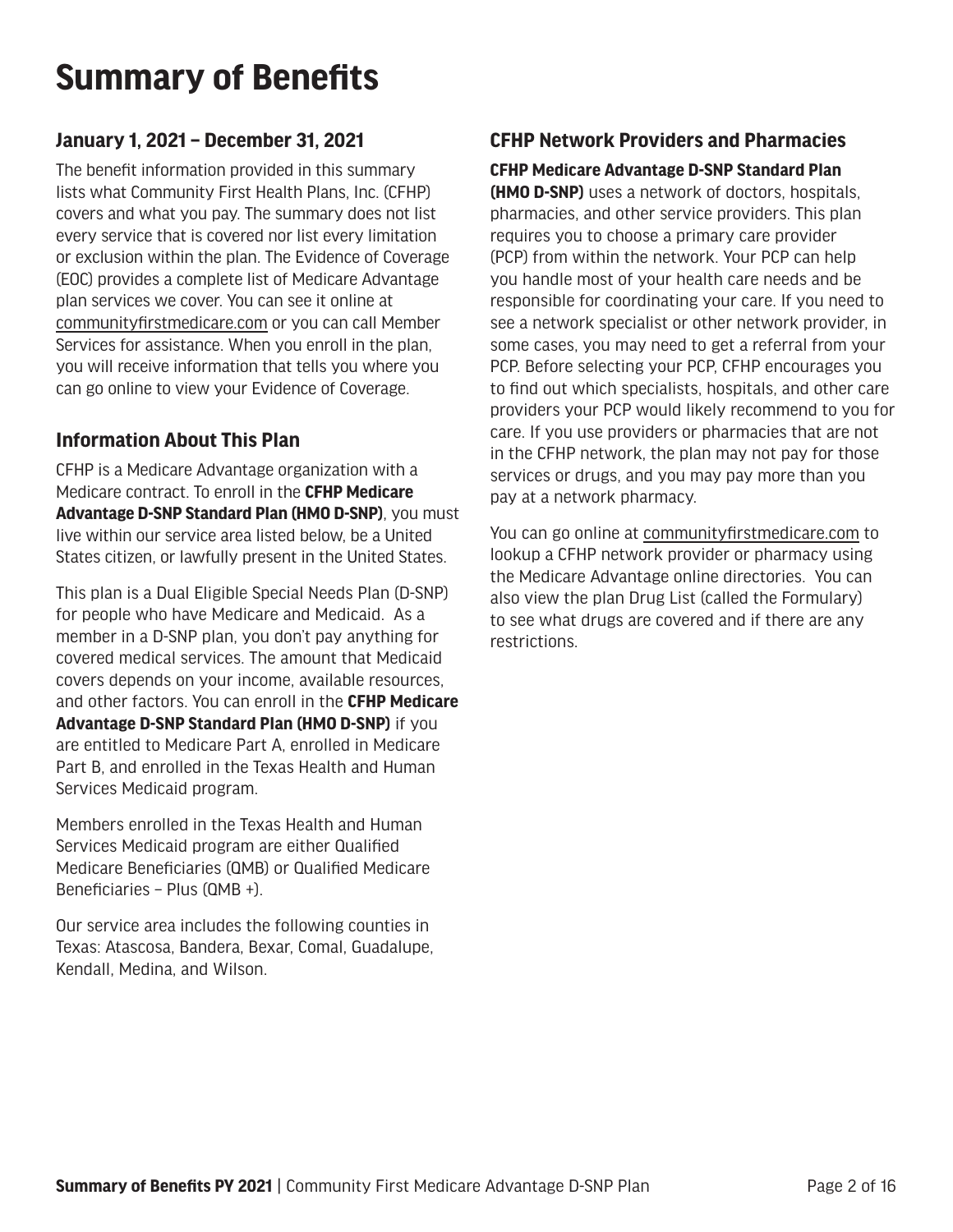# Summary of Benefits

## January 1, 2021 – December 31, 2021

The benefit information provided in this summary lists what Community First Health Plans, Inc. (CFHP) covers and what you pay. The summary does not list every service that is covered nor list every limitation or exclusion within the plan. The Evidence of Coverage (EOC) provides a complete list of Medicare Advantage plan services we cover. You can see it online at communityfirstmedicare.com or you can call Member Services for assistance. When you enroll in the plan, you will receive information that tells you where you can go online to view your Evidence of Coverage.

## Information About This Plan

CFHP is a Medicare Advantage organization with a Medicare contract. To enroll in the **CFHP Medicare Advantage D-SNP Standard Plan (HMO D-SNP)**, you must live within our service area listed below, be a United States citizen, or lawfully present in the United States.

This plan is a Dual Eligible Special Needs Plan (D-SNP) for people who have Medicare and Medicaid. As a member in a D-SNP plan, you don't pay anything for covered medical services. The amount that Medicaid covers depends on your income, available resources, and other factors. You can enroll in the **CFHP Medicare Advantage D-SNP Standard Plan (HMO D-SNP)** if you are entitled to Medicare Part A, enrolled in Medicare Part B, and enrolled in the Texas Health and Human Services Medicaid program.

Members enrolled in the Texas Health and Human Services Medicaid program are either Qualified Medicare Beneficiaries (QMB) or Qualified Medicare Beneficiaries – Plus (QMB +).

Our service area includes the following counties in Texas: Atascosa, Bandera, Bexar, Comal, Guadalupe, Kendall, Medina, and Wilson.

## CFHP Network Providers and Pharmacies

**CFHP Medicare Advantage D-SNP Standard Plan (HMO D-SNP)** uses a network of doctors, hospitals, pharmacies, and other service providers. This plan requires you to choose a primary care provider (PCP) from within the network. Your PCP can help you handle most of your health care needs and be responsible for coordinating your care. If you need to see a network specialist or other network provider, in some cases, you may need to get a referral from your PCP. Before selecting your PCP, CFHP encourages you to find out which specialists, hospitals, and other care providers your PCP would likely recommend to you for care. If you use providers or pharmacies that are not in the CFHP network, the plan may not pay for those services or drugs, and you may pay more than you pay at a network pharmacy.

You can go online at communityfirstmedicare.com to lookup a CFHP network provider or pharmacy using the Medicare Advantage online directories. You can also view the plan Drug List (called the Formulary) to see what drugs are covered and if there are any restrictions.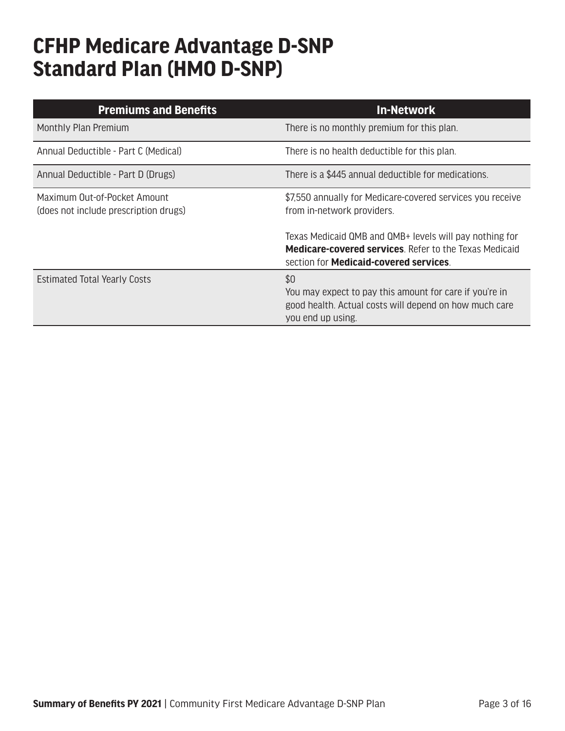# CFHP Medicare Advantage D-SNP Standard Plan (HMO D-SNP)

| Premiums and Benefits | In-Network |
|---|---|
| Monthly Plan Premium | There is no monthly premium for this plan. |
| Annual Deductible - Part C (Medical) | There is no health deductible for this plan. |
| Annual Deductible - Part D (Drugs) | There is a $445 annual deductible for medications. |
| Maximum Out-of-Pocket Amount (does not include prescription drugs) | $7,550 annually for Medicare-covered services you receive from in-network providers.<br><br>Texas Medicaid QMB and QMB+ levels will pay nothing for **Medicare-covered services**. Refer to the Texas Medicaid section for **Medicaid-covered services**. |
| Estimated Total Yearly Costs | $0<br>You may expect to pay this amount for care if you're in good health. Actual costs will depend on how much care you end up using. |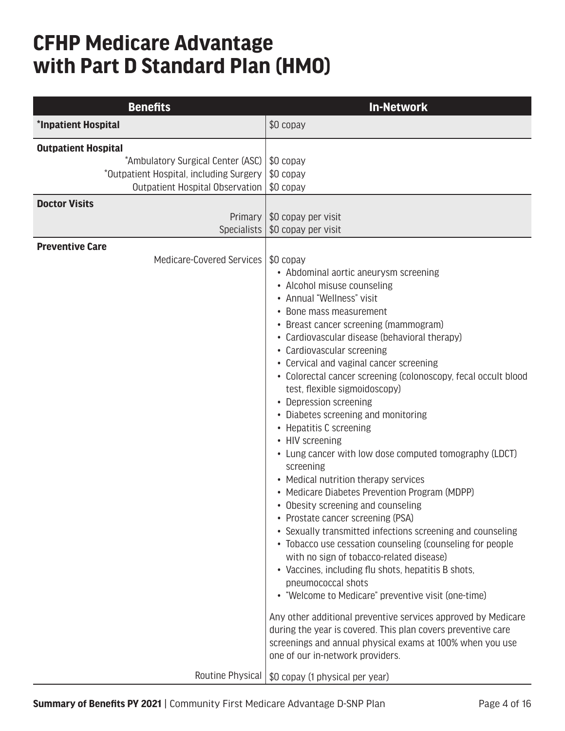# CFHP Medicare Advantage with Part D Standard Plan (HMO)

| Benefits | In-Network |
|---|---|
| ***Inpatient Hospital** | $0 copay |
| **Outpatient Hospital** | |
| *Ambulatory Surgical Center (ASC) | $0 copay |
| *Outpatient Hospital, including Surgery | $0 copay |
| Outpatient Hospital Observation | $0 copay |
| **Doctor Visits** | |
| Primary | $0 copay per visit |
| Specialists | $0 copay per visit |
| **Preventive Care** | |
| Medicare-Covered Services | $0 copay<br>• Abdominal aortic aneurysm screening<br>• Alcohol misuse counseling<br>• Annual "Wellness" visit<br>• Bone mass measurement<br>• Breast cancer screening (mammogram)<br>• Cardiovascular disease (behavioral therapy)<br>• Cardiovascular screening<br>• Cervical and vaginal cancer screening<br>• Colorectal cancer screening (colonoscopy, fecal occult blood test, flexible sigmoidoscopy)<br>• Depression screening<br>• Diabetes screening and monitoring<br>• Hepatitis C screening<br>• HIV screening<br>• Lung cancer with low dose computed tomography (LDCT) screening<br>• Medical nutrition therapy services<br>• Medicare Diabetes Prevention Program (MDPP)<br>• Obesity screening and counseling<br>• Prostate cancer screening (PSA)<br>• Sexually transmitted infections screening and counseling<br>• Tobacco use cessation counseling (counseling for people with no sign of tobacco-related disease)<br>• Vaccines, including flu shots, hepatitis B shots, pneumococcal shots<br>• "Welcome to Medicare" preventive visit (one-time)<br><br>Any other additional preventive services approved by Medicare during the year is covered. This plan covers preventive care screenings and annual physical exams at 100% when you use one of our in-network providers. |
| Routine Physical | $0 copay (1 physical per year) |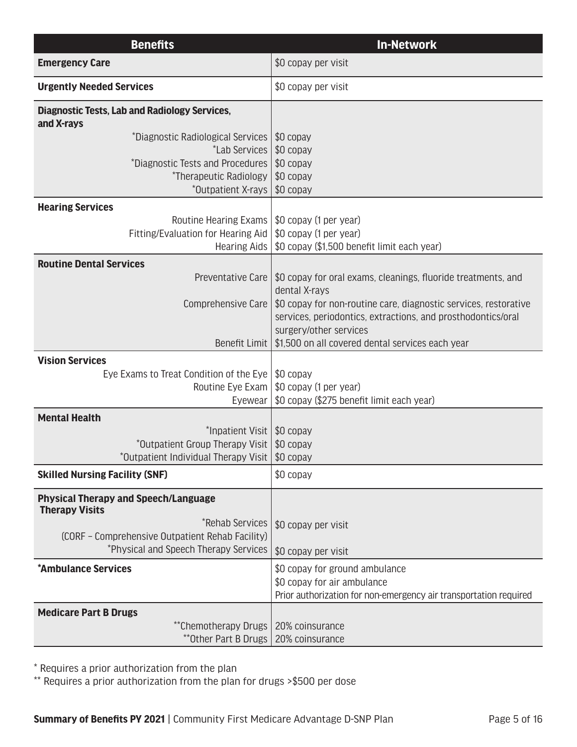| Benefits | In-Network |
|---|---|
| **Emergency Care** | $0 copay per visit |
| **Urgently Needed Services** | $0 copay per visit |
| **Diagnostic Tests, Lab and Radiology Services, and X-rays** | |
| *Diagnostic Radiological Services | $0 copay |
| *Lab Services | $0 copay |
| *Diagnostic Tests and Procedures | $0 copay |
| *Therapeutic Radiology | $0 copay |
| *Outpatient X-rays | $0 copay |
| **Hearing Services** | |
| Routine Hearing Exams | $0 copay (1 per year) |
| Fitting/Evaluation for Hearing Aid | $0 copay (1 per year) |
| Hearing Aids | $0 copay ($1,500 benefit limit each year) |
| **Routine Dental Services** | |
| Preventative Care | $0 copay for oral exams, cleanings, fluoride treatments, and dental X-rays |
| Comprehensive Care | $0 copay for non-routine care, diagnostic services, restorative services, periodontics, extractions, and prosthodontics/oral surgery/other services |
| Benefit Limit | $1,500 on all covered dental services each year |
| **Vision Services** | |
| Eye Exams to Treat Condition of the Eye | $0 copay |
| Routine Eye Exam | $0 copay (1 per year) |
| Eyewear | $0 copay ($275 benefit limit each year) |
| **Mental Health** | |
| *Inpatient Visit | $0 copay |
| *Outpatient Group Therapy Visit | $0 copay |
| *Outpatient Individual Therapy Visit | $0 copay |
| **Skilled Nursing Facility (SNF)** | $0 copay |
| **Physical Therapy and Speech/Language Therapy Visits** | |
| *Rehab Services (CORF – Comprehensive Outpatient Rehab Facility) | $0 copay per visit |
| *Physical and Speech Therapy Services | $0 copay per visit |
| ***Ambulance Services** | $0 copay for ground ambulance<br>$0 copay for air ambulance<br>Prior authorization for non-emergency air transportation required |
| **Medicare Part B Drugs** | |
| **Chemotherapy Drugs | 20% coinsurance |
| **Other Part B Drugs | 20% coinsurance |

* Requires a prior authorization from the plan

** Requires a prior authorization from the plan for drugs >$500 per dose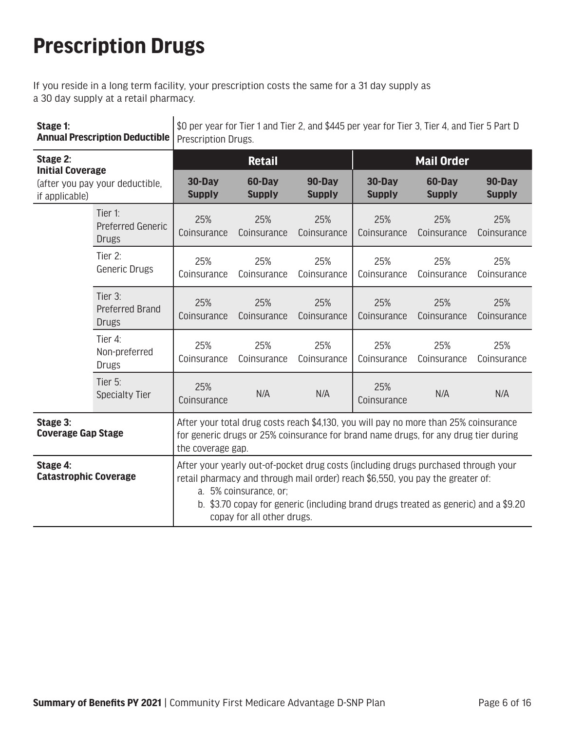# Prescription Drugs

If you reside in a long term facility, your prescription costs the same for a 31 day supply as a 30 day supply at a retail pharmacy.

| | | Retail | | | Mail Order | | |
|---|---|---|---|---|---|---|---|
| **Stage 1: Annual Prescription Deductible** | | \$0 per year for Tier 1 and Tier 2, and \$445 per year for Tier 3, Tier 4, and Tier 5 Part D Prescription Drugs. | | | | | |
| **Stage 2: Initial Coverage** (after you pay your deductible, if applicable) | | **30-Day Supply** | **60-Day Supply** | **90-Day Supply** | **30-Day Supply** | **60-Day Supply** | **90-Day Supply** |
| | Tier 1: Preferred Generic Drugs | 25% Coinsurance | 25% Coinsurance | 25% Coinsurance | 25% Coinsurance | 25% Coinsurance | 25% Coinsurance |
| | Tier 2: Generic Drugs | 25% Coinsurance | 25% Coinsurance | 25% Coinsurance | 25% Coinsurance | 25% Coinsurance | 25% Coinsurance |
| | Tier 3: Preferred Brand Drugs | 25% Coinsurance | 25% Coinsurance | 25% Coinsurance | 25% Coinsurance | 25% Coinsurance | 25% Coinsurance |
| | Tier 4: Non-preferred Drugs | 25% Coinsurance | 25% Coinsurance | 25% Coinsurance | 25% Coinsurance | 25% Coinsurance | 25% Coinsurance |
| | Tier 5: Specialty Tier | 25% Coinsurance | N/A | N/A | 25% Coinsurance | N/A | N/A |
| **Stage 3: Coverage Gap Stage** | | After your total drug costs reach \$4,130, you will pay no more than 25% coinsurance for generic drugs or 25% coinsurance for brand name drugs, for any drug tier during the coverage gap. | | | | | |
| **Stage 4: Catastrophic Coverage** | | After your yearly out-of-pocket drug costs (including drugs purchased through your retail pharmacy and through mail order) reach \$6,550, you pay the greater of: a. 5% coinsurance, or; b. \$3.70 copay for generic (including brand drugs treated as generic) and a \$9.20 copay for all other drugs. | | | | | |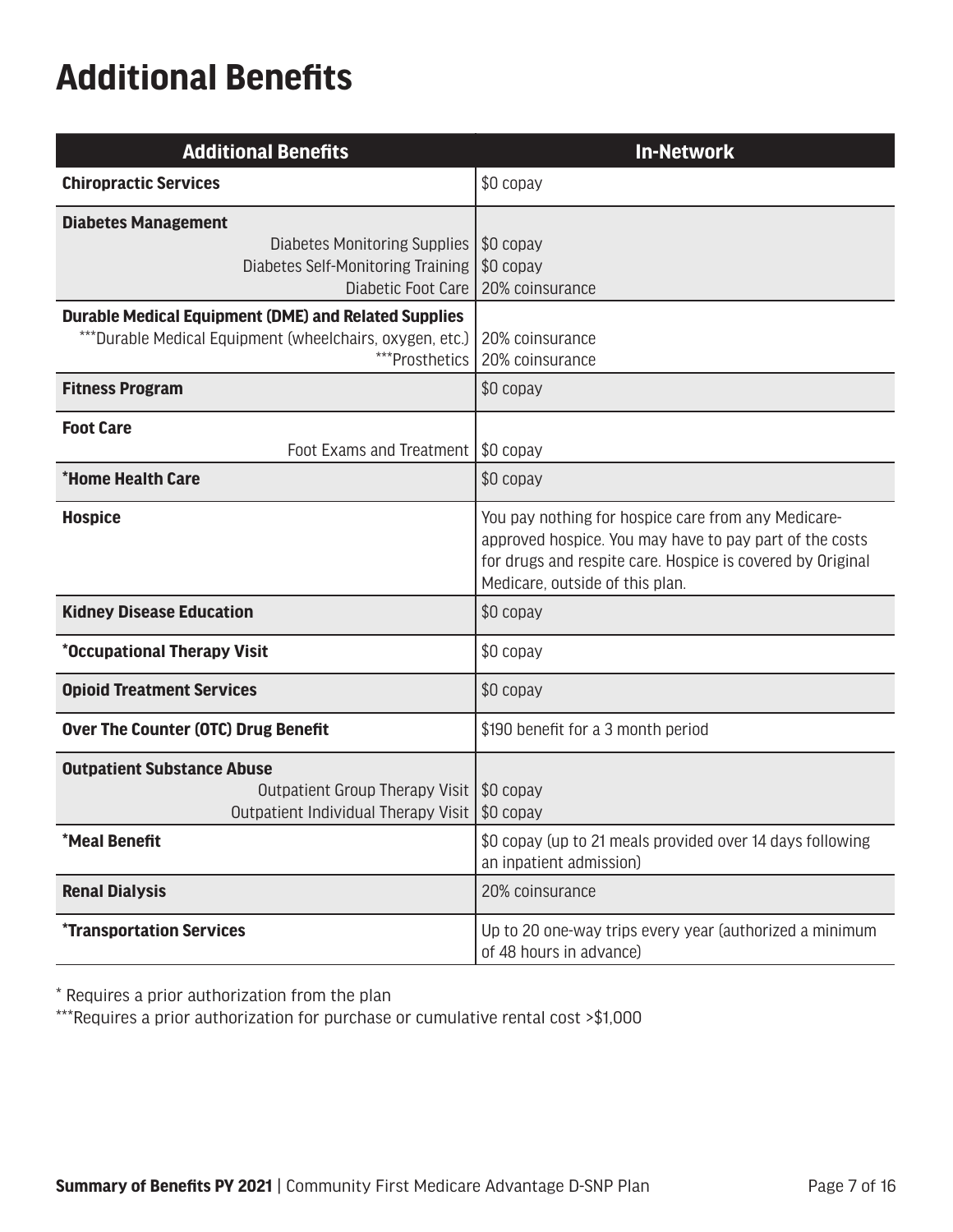# Additional Benefits

| Additional Benefits | In-Network |
|---|---|
| **Chiropractic Services** | $0 copay |
| **Diabetes Management** | |
| Diabetes Monitoring Supplies | $0 copay |
| Diabetes Self-Monitoring Training | $0 copay |
| Diabetic Foot Care | 20% coinsurance |
| **Durable Medical Equipment (DME) and Related Supplies** | |
| ***Durable Medical Equipment (wheelchairs, oxygen, etc.) | 20% coinsurance |
| ***Prosthetics | 20% coinsurance |
| **Fitness Program** | $0 copay |
| **Foot Care** | |
| Foot Exams and Treatment | $0 copay |
| **\*Home Health Care** | $0 copay |
| **Hospice** | You pay nothing for hospice care from any Medicare-approved hospice. You may have to pay part of the costs for drugs and respite care. Hospice is covered by Original Medicare, outside of this plan. |
| **Kidney Disease Education** | $0 copay |
| **\*Occupational Therapy Visit** | $0 copay |
| **Opioid Treatment Services** | $0 copay |
| **Over The Counter (OTC) Drug Benefit** | $190 benefit for a 3 month period |
| **Outpatient Substance Abuse** | |
| Outpatient Group Therapy Visit | $0 copay |
| Outpatient Individual Therapy Visit | $0 copay |
| **\*Meal Benefit** | $0 copay (up to 21 meals provided over 14 days following an inpatient admission) |
| **Renal Dialysis** | 20% coinsurance |
| **\*Transportation Services** | Up to 20 one-way trips every year (authorized a minimum of 48 hours in advance) |

\* Requires a prior authorization from the plan

***Requires a prior authorization for purchase or cumulative rental cost >$1,000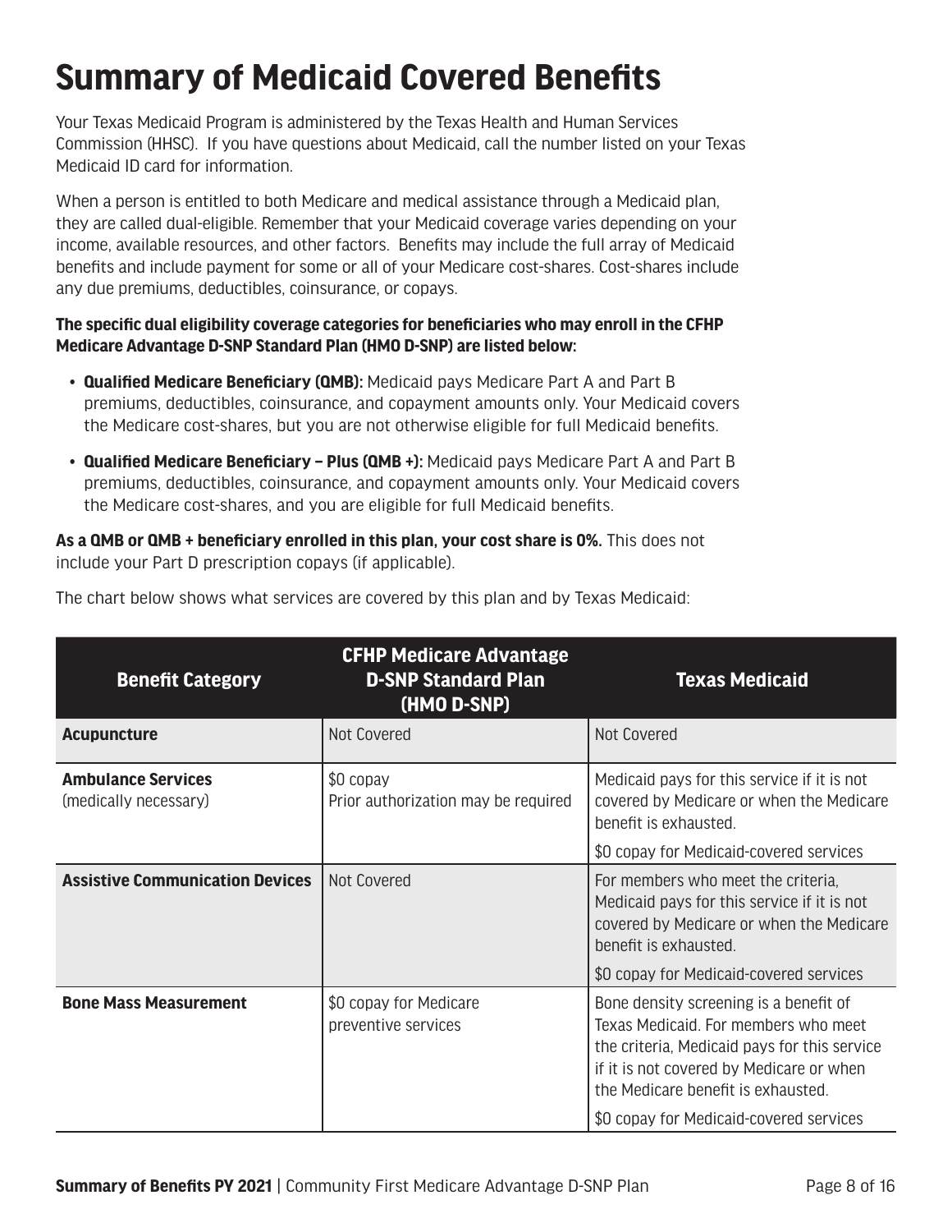# Summary of Medicaid Covered Benefits

Your Texas Medicaid Program is administered by the Texas Health and Human Services Commission (HHSC). If you have questions about Medicaid, call the number listed on your Texas Medicaid ID card for information.

When a person is entitled to both Medicare and medical assistance through a Medicaid plan, they are called dual-eligible. Remember that your Medicaid coverage varies depending on your income, available resources, and other factors. Benefits may include the full array of Medicaid benefits and include payment for some or all of your Medicare cost-shares. Cost-shares include any due premiums, deductibles, coinsurance, or copays.

**The specific dual eligibility coverage categories for beneficiaries who may enroll in the CFHP Medicare Advantage D-SNP Standard Plan (HMO D-SNP) are listed below:**

- **Qualified Medicare Beneficiary (QMB):** Medicaid pays Medicare Part A and Part B premiums, deductibles, coinsurance, and copayment amounts only. Your Medicaid covers the Medicare cost-shares, but you are not otherwise eligible for full Medicaid benefits.
- **Qualified Medicare Beneficiary – Plus (QMB +):** Medicaid pays Medicare Part A and Part B premiums, deductibles, coinsurance, and copayment amounts only. Your Medicaid covers the Medicare cost-shares, and you are eligible for full Medicaid benefits.

**As a QMB or QMB + beneficiary enrolled in this plan, your cost share is 0%.** This does not include your Part D prescription copays (if applicable).

The chart below shows what services are covered by this plan and by Texas Medicaid:

| Benefit Category | CFHP Medicare Advantage D-SNP Standard Plan (HMO D-SNP) | Texas Medicaid |
|---|---|---|
| **Acupuncture** | Not Covered | Not Covered |
| **Ambulance Services** (medically necessary) | $0 copay<br>Prior authorization may be required | Medicaid pays for this service if it is not covered by Medicare or when the Medicare benefit is exhausted.<br>$0 copay for Medicaid-covered services |
| **Assistive Communication Devices** | Not Covered | For members who meet the criteria, Medicaid pays for this service if it is not covered by Medicare or when the Medicare benefit is exhausted.<br>$0 copay for Medicaid-covered services |
| **Bone Mass Measurement** | $0 copay for Medicare preventive services | Bone density screening is a benefit of Texas Medicaid. For members who meet the criteria, Medicaid pays for this service if it is not covered by Medicare or when the Medicare benefit is exhausted.<br>$0 copay for Medicaid-covered services |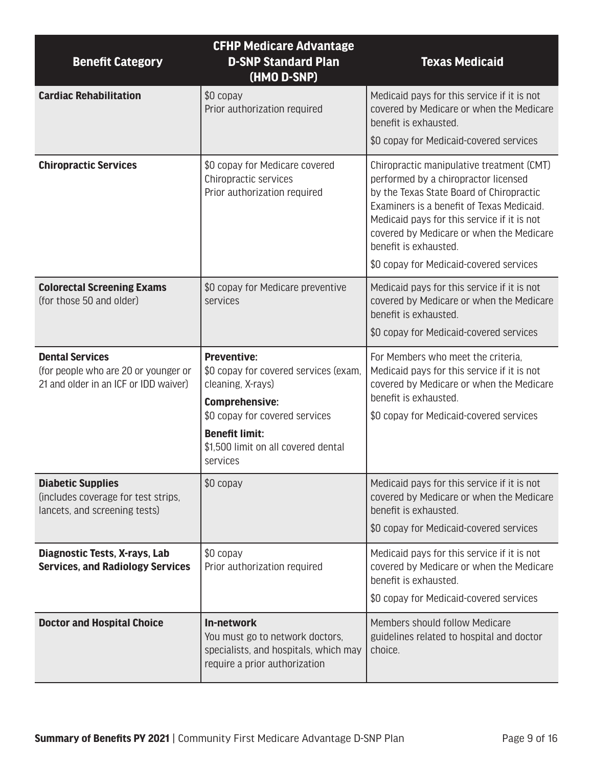| Benefit Category | CFHP Medicare Advantage D-SNP Standard Plan (HMO D-SNP) | Texas Medicaid |
|---|---|---|
| **Cardiac Rehabilitation** | $0 copay<br>Prior authorization required | Medicaid pays for this service if it is not covered by Medicare or when the Medicare benefit is exhausted.<br><br>$0 copay for Medicaid-covered services |
| **Chiropractic Services** | $0 copay for Medicare covered Chiropractic services<br>Prior authorization required | Chiropractic manipulative treatment (CMT) performed by a chiropractor licensed by the Texas State Board of Chiropractic Examiners is a benefit of Texas Medicaid. Medicaid pays for this service if it is not covered by Medicare or when the Medicare benefit is exhausted.<br><br>$0 copay for Medicaid-covered services |
| **Colorectal Screening Exams** (for those 50 and older) | $0 copay for Medicare preventive services | Medicaid pays for this service if it is not covered by Medicare or when the Medicare benefit is exhausted.<br><br>$0 copay for Medicaid-covered services |
| **Dental Services** (for people who are 20 or younger or 21 and older in an ICF or IDD waiver) | **Preventive:**<br>$0 copay for covered services (exam, cleaning, X-rays)<br><br>**Comprehensive:**<br>$0 copay for covered services<br><br>**Benefit limit:**<br>$1,500 limit on all covered dental services | For Members who meet the criteria, Medicaid pays for this service if it is not covered by Medicare or when the Medicare benefit is exhausted.<br><br>$0 copay for Medicaid-covered services |
| **Diabetic Supplies** (includes coverage for test strips, lancets, and screening tests) | $0 copay | Medicaid pays for this service if it is not covered by Medicare or when the Medicare benefit is exhausted.<br><br>$0 copay for Medicaid-covered services |
| **Diagnostic Tests, X-rays, Lab Services, and Radiology Services** | $0 copay<br>Prior authorization required | Medicaid pays for this service if it is not covered by Medicare or when the Medicare benefit is exhausted.<br><br>$0 copay for Medicaid-covered services |
| **Doctor and Hospital Choice** | **In-network**<br>You must go to network doctors, specialists, and hospitals, which may require a prior authorization | Members should follow Medicare guidelines related to hospital and doctor choice. |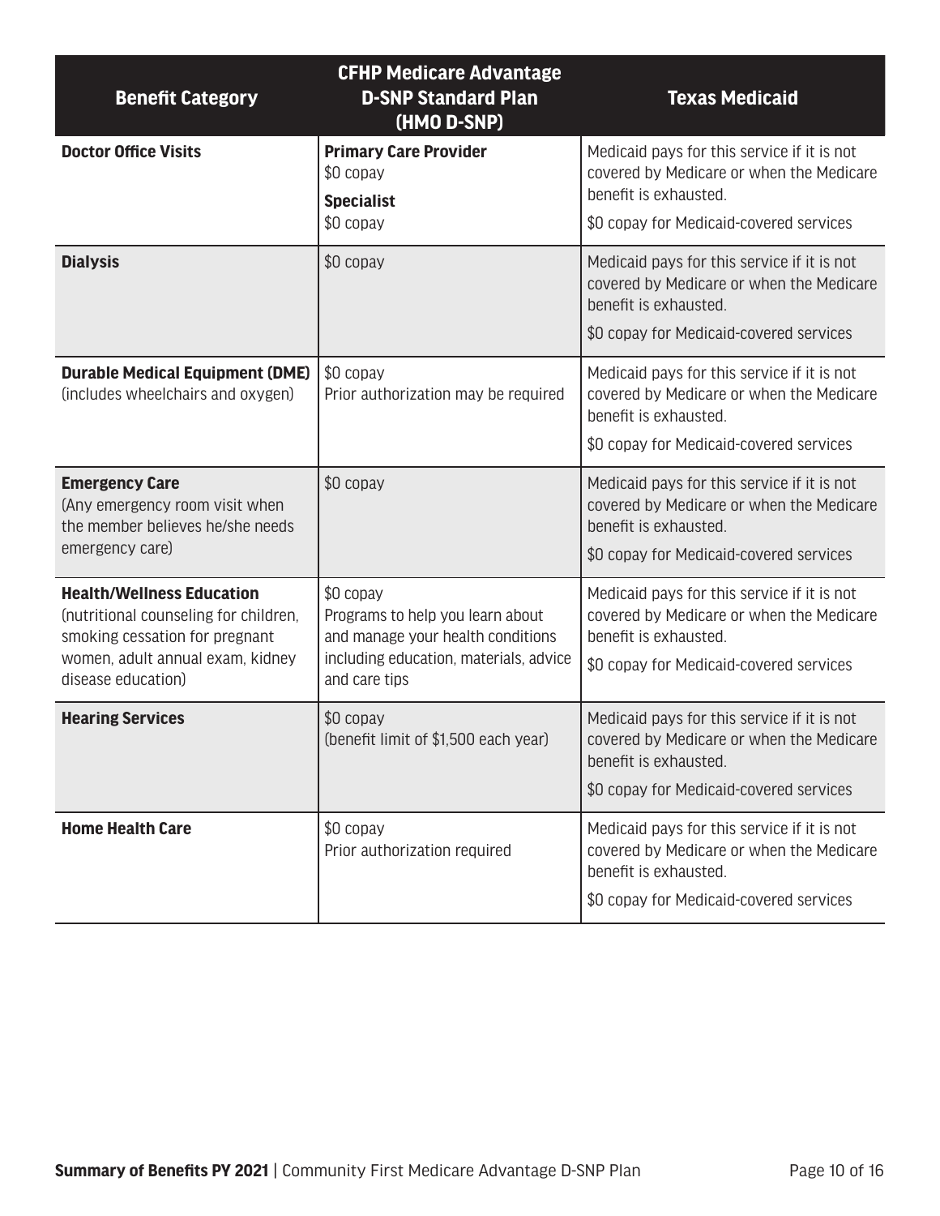| Benefit Category | CFHP Medicare Advantage D-SNP Standard Plan (HMO D-SNP) | Texas Medicaid |
|---|---|---|
| **Doctor Office Visits** | **Primary Care Provider**<br>$0 copay<br>**Specialist**<br>$0 copay | Medicaid pays for this service if it is not covered by Medicare or when the Medicare benefit is exhausted.<br>$0 copay for Medicaid-covered services |
| **Dialysis** | $0 copay | Medicaid pays for this service if it is not covered by Medicare or when the Medicare benefit is exhausted.<br>$0 copay for Medicaid-covered services |
| **Durable Medical Equipment (DME)**<br>(includes wheelchairs and oxygen) | $0 copay<br>Prior authorization may be required | Medicaid pays for this service if it is not covered by Medicare or when the Medicare benefit is exhausted.<br>$0 copay for Medicaid-covered services |
| **Emergency Care**<br>(Any emergency room visit when the member believes he/she needs emergency care) | $0 copay | Medicaid pays for this service if it is not covered by Medicare or when the Medicare benefit is exhausted.<br>$0 copay for Medicaid-covered services |
| **Health/Wellness Education**<br>(nutritional counseling for children, smoking cessation for pregnant women, adult annual exam, kidney disease education) | $0 copay<br>Programs to help you learn about and manage your health conditions including education, materials, advice and care tips | Medicaid pays for this service if it is not covered by Medicare or when the Medicare benefit is exhausted.<br>$0 copay for Medicaid-covered services |
| **Hearing Services** | $0 copay<br>(benefit limit of $1,500 each year) | Medicaid pays for this service if it is not covered by Medicare or when the Medicare benefit is exhausted.<br>$0 copay for Medicaid-covered services |
| **Home Health Care** | $0 copay<br>Prior authorization required | Medicaid pays for this service if it is not covered by Medicare or when the Medicare benefit is exhausted.<br>$0 copay for Medicaid-covered services |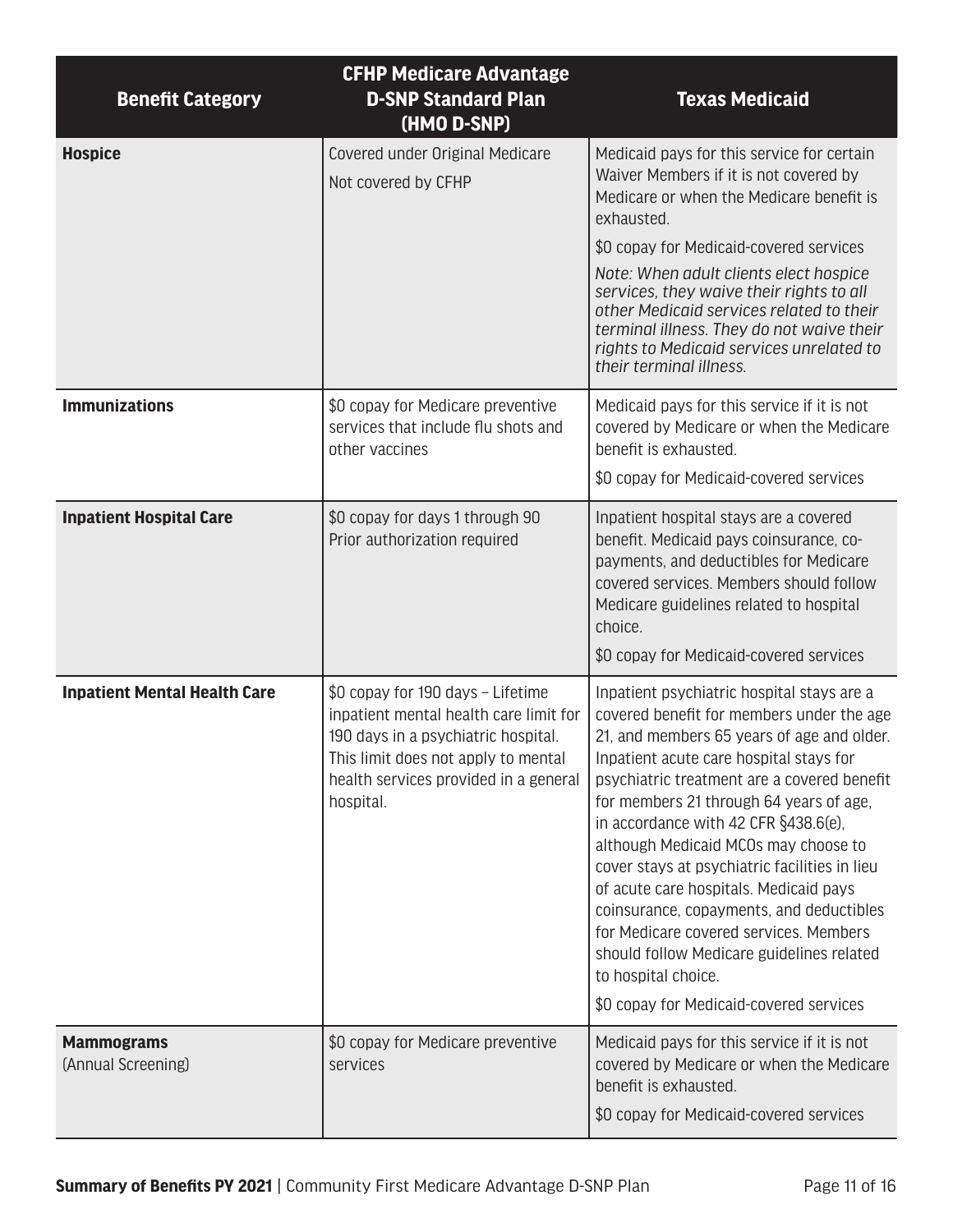| Benefit Category | CFHP Medicare Advantage D-SNP Standard Plan (HMO D-SNP) | Texas Medicaid |
|---|---|---|
| **Hospice** | Covered under Original Medicare<br>Not covered by CFHP | Medicaid pays for this service for certain Waiver Members if it is not covered by Medicare or when the Medicare benefit is exhausted.<br>$0 copay for Medicaid-covered services<br>*Note: When adult clients elect hospice services, they waive their rights to all other Medicaid services related to their terminal illness. They do not waive their rights to Medicaid services unrelated to their terminal illness.* |
| **Immunizations** | $0 copay for Medicare preventive services that include flu shots and other vaccines | Medicaid pays for this service if it is not covered by Medicare or when the Medicare benefit is exhausted.<br>$0 copay for Medicaid-covered services |
| **Inpatient Hospital Care** | $0 copay for days 1 through 90<br>Prior authorization required | Inpatient hospital stays are a covered benefit. Medicaid pays coinsurance, co-payments, and deductibles for Medicare covered services. Members should follow Medicare guidelines related to hospital choice.<br>$0 copay for Medicaid-covered services |
| **Inpatient Mental Health Care** | $0 copay for 190 days – Lifetime inpatient mental health care limit for 190 days in a psychiatric hospital. This limit does not apply to mental health services provided in a general hospital. | Inpatient psychiatric hospital stays are a covered benefit for members under the age 21, and members 65 years of age and older. Inpatient acute care hospital stays for psychiatric treatment are a covered benefit for members 21 through 64 years of age, in accordance with 42 CFR §438.6(e), although Medicaid MCOs may choose to cover stays at psychiatric facilities in lieu of acute care hospitals. Medicaid pays coinsurance, copayments, and deductibles for Medicare covered services. Members should follow Medicare guidelines related to hospital choice.<br>$0 copay for Medicaid-covered services |
| **Mammograms**<br>(Annual Screening) | $0 copay for Medicare preventive services | Medicaid pays for this service if it is not covered by Medicare or when the Medicare benefit is exhausted.<br>$0 copay for Medicaid-covered services |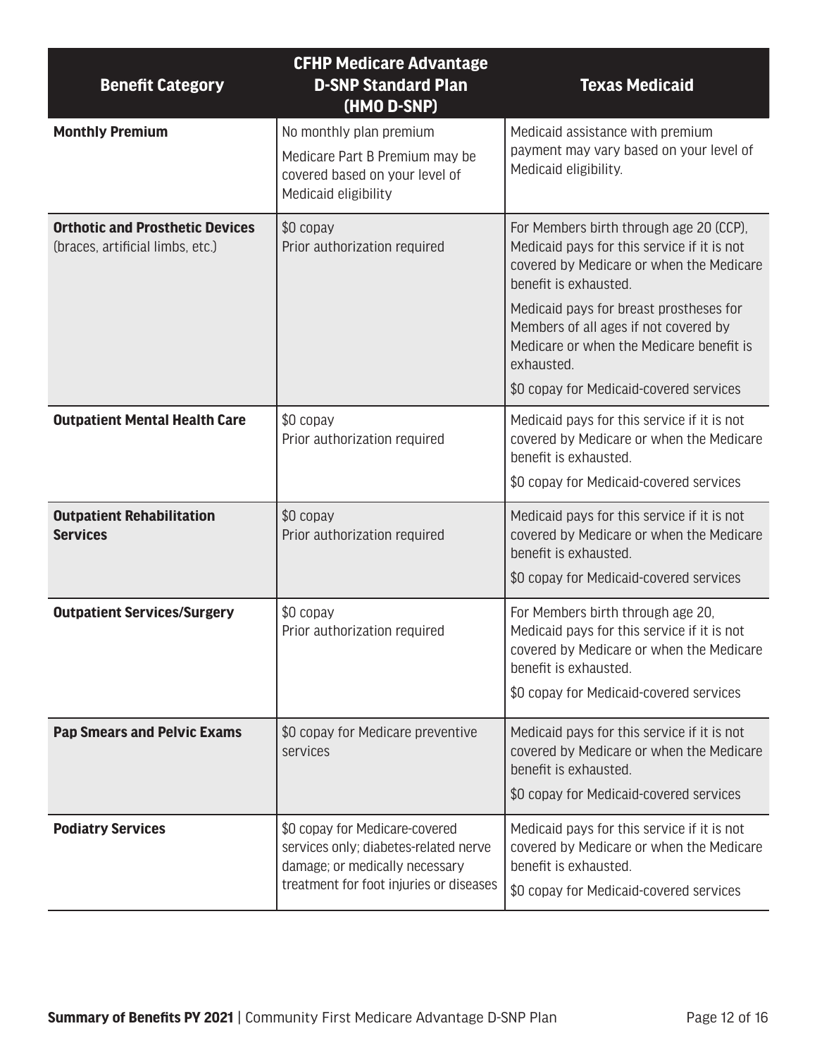| Benefit Category | CFHP Medicare Advantage D-SNP Standard Plan (HMO D-SNP) | Texas Medicaid |
|---|---|---|
| **Monthly Premium** | No monthly plan premium<br>Medicare Part B Premium may be covered based on your level of Medicaid eligibility | Medicaid assistance with premium payment may vary based on your level of Medicaid eligibility. |
| **Orthotic and Prosthetic Devices** (braces, artificial limbs, etc.) | $0 copay<br>Prior authorization required | For Members birth through age 20 (CCP), Medicaid pays for this service if it is not covered by Medicare or when the Medicare benefit is exhausted.<br>Medicaid pays for breast prostheses for Members of all ages if not covered by Medicare or when the Medicare benefit is exhausted.<br>$0 copay for Medicaid-covered services |
| **Outpatient Mental Health Care** | $0 copay<br>Prior authorization required | Medicaid pays for this service if it is not covered by Medicare or when the Medicare benefit is exhausted.<br>$0 copay for Medicaid-covered services |
| **Outpatient Rehabilitation Services** | $0 copay<br>Prior authorization required | Medicaid pays for this service if it is not covered by Medicare or when the Medicare benefit is exhausted.<br>$0 copay for Medicaid-covered services |
| **Outpatient Services/Surgery** | $0 copay<br>Prior authorization required | For Members birth through age 20, Medicaid pays for this service if it is not covered by Medicare or when the Medicare benefit is exhausted.<br>$0 copay for Medicaid-covered services |
| **Pap Smears and Pelvic Exams** | $0 copay for Medicare preventive services | Medicaid pays for this service if it is not covered by Medicare or when the Medicare benefit is exhausted.<br>$0 copay for Medicaid-covered services |
| **Podiatry Services** | $0 copay for Medicare-covered services only; diabetes-related nerve damage; or medically necessary treatment for foot injuries or diseases | Medicaid pays for this service if it is not covered by Medicare or when the Medicare benefit is exhausted.<br>$0 copay for Medicaid-covered services |

**Summary of Benefits PY 2021** | Community First Medicare Advantage D-SNP Plan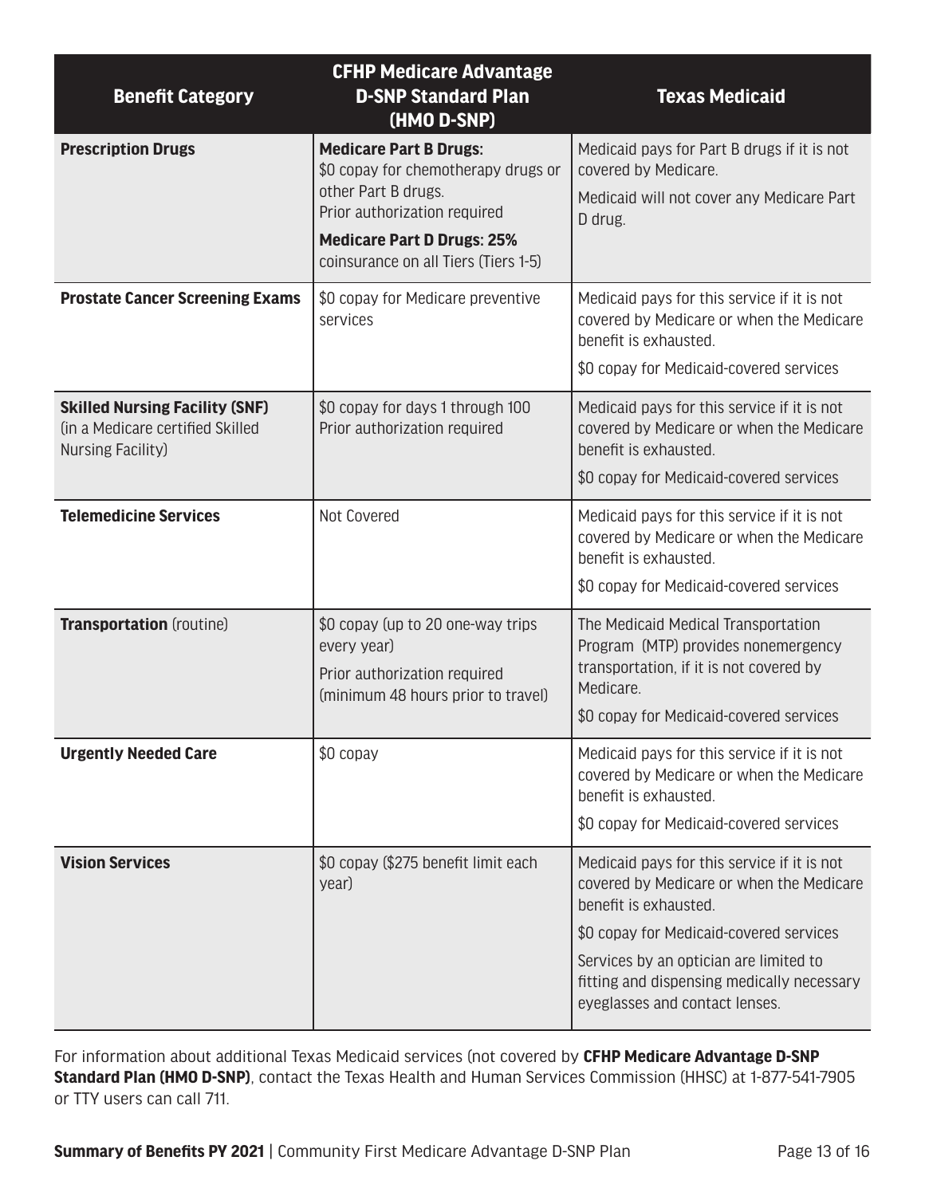| Benefit Category | CFHP Medicare Advantage D-SNP Standard Plan (HMO D-SNP) | Texas Medicaid |
|---|---|---|
| **Prescription Drugs** | **Medicare Part B Drugs:** \$0 copay for chemotherapy drugs or other Part B drugs. Prior authorization required<br>**Medicare Part D Drugs: 25%** coinsurance on all Tiers (Tiers 1-5) | Medicaid pays for Part B drugs if it is not covered by Medicare.<br>Medicaid will not cover any Medicare Part D drug. |
| **Prostate Cancer Screening Exams** | \$0 copay for Medicare preventive services | Medicaid pays for this service if it is not covered by Medicare or when the Medicare benefit is exhausted.<br>\$0 copay for Medicaid-covered services |
| **Skilled Nursing Facility (SNF)** (in a Medicare certified Skilled Nursing Facility) | \$0 copay for days 1 through 100<br>Prior authorization required | Medicaid pays for this service if it is not covered by Medicare or when the Medicare benefit is exhausted.<br>\$0 copay for Medicaid-covered services |
| **Telemedicine Services** | Not Covered | Medicaid pays for this service if it is not covered by Medicare or when the Medicare benefit is exhausted.<br>\$0 copay for Medicaid-covered services |
| **Transportation** (routine) | \$0 copay (up to 20 one-way trips every year)<br>Prior authorization required (minimum 48 hours prior to travel) | The Medicaid Medical Transportation Program (MTP) provides nonemergency transportation, if it is not covered by Medicare.<br>\$0 copay for Medicaid-covered services |
| **Urgently Needed Care** | \$0 copay | Medicaid pays for this service if it is not covered by Medicare or when the Medicare benefit is exhausted.<br>\$0 copay for Medicaid-covered services |
| **Vision Services** | \$0 copay (\$275 benefit limit each year) | Medicaid pays for this service if it is not covered by Medicare or when the Medicare benefit is exhausted.<br>\$0 copay for Medicaid-covered services<br>Services by an optician are limited to fitting and dispensing medically necessary eyeglasses and contact lenses. |

For information about additional Texas Medicaid services (not covered by **CFHP Medicare Advantage D-SNP Standard Plan (HMO D-SNP)**, contact the Texas Health and Human Services Commission (HHSC) at 1-877-541-7905 or TTY users can call 711.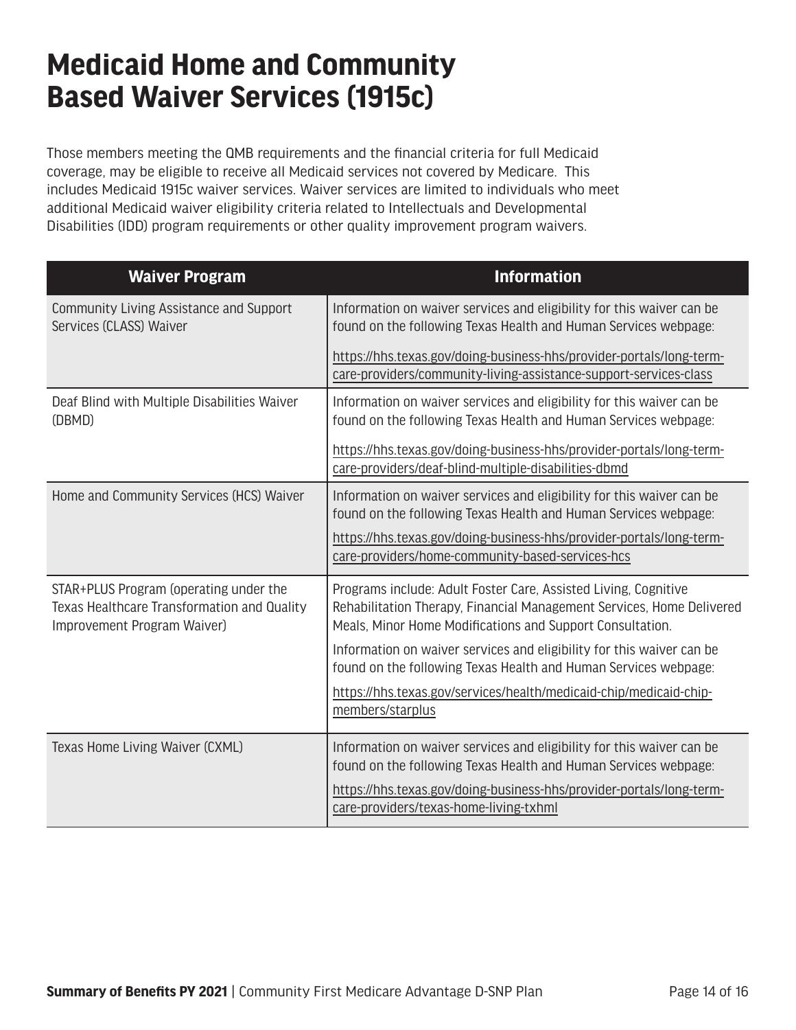# Medicaid Home and Community Based Waiver Services (1915c)

Those members meeting the QMB requirements and the financial criteria for full Medicaid coverage, may be eligible to receive all Medicaid services not covered by Medicare. This includes Medicaid 1915c waiver services. Waiver services are limited to individuals who meet additional Medicaid waiver eligibility criteria related to Intellectuals and Developmental Disabilities (IDD) program requirements or other quality improvement program waivers.

| Waiver Program | Information |
|---|---|
| Community Living Assistance and Support Services (CLASS) Waiver | Information on waiver services and eligibility for this waiver can be found on the following Texas Health and Human Services webpage:<br><br>https://hhs.texas.gov/doing-business-hhs/provider-portals/long-term-care-providers/community-living-assistance-support-services-class |
| Deaf Blind with Multiple Disabilities Waiver (DBMD) | Information on waiver services and eligibility for this waiver can be found on the following Texas Health and Human Services webpage:<br><br>https://hhs.texas.gov/doing-business-hhs/provider-portals/long-term-care-providers/deaf-blind-multiple-disabilities-dbmd |
| Home and Community Services (HCS) Waiver | Information on waiver services and eligibility for this waiver can be found on the following Texas Health and Human Services webpage:<br><br>https://hhs.texas.gov/doing-business-hhs/provider-portals/long-term-care-providers/home-community-based-services-hcs |
| STAR+PLUS Program (operating under the Texas Healthcare Transformation and Quality Improvement Program Waiver) | Programs include: Adult Foster Care, Assisted Living, Cognitive Rehabilitation Therapy, Financial Management Services, Home Delivered Meals, Minor Home Modifications and Support Consultation.<br><br>Information on waiver services and eligibility for this waiver can be found on the following Texas Health and Human Services webpage:<br><br>https://hhs.texas.gov/services/health/medicaid-chip/medicaid-chip-members/starplus |
| Texas Home Living Waiver (CXML) | Information on waiver services and eligibility for this waiver can be found on the following Texas Health and Human Services webpage:<br><br>https://hhs.texas.gov/doing-business-hhs/provider-portals/long-term-care-providers/texas-home-living-txhml |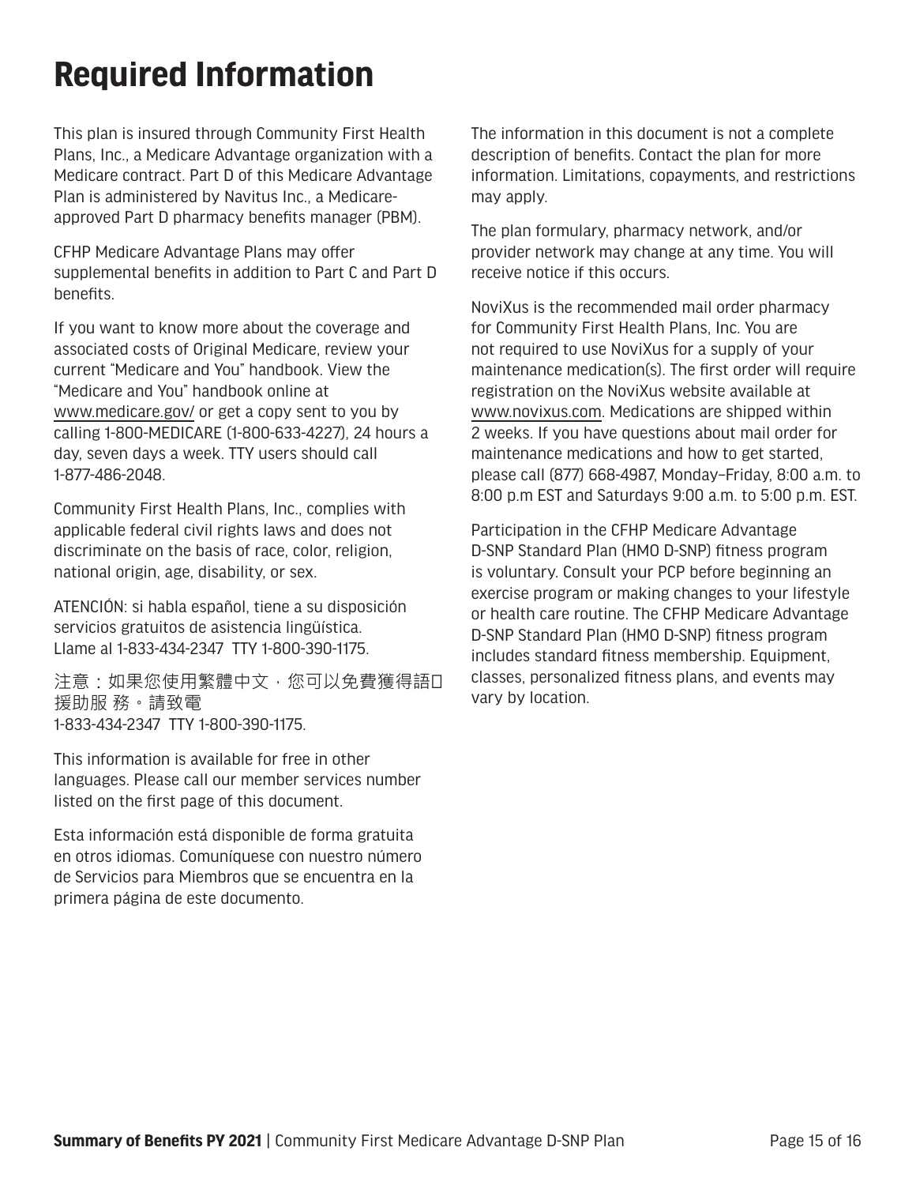# Required Information

This plan is insured through Community First Health Plans, Inc., a Medicare Advantage organization with a Medicare contract. Part D of this Medicare Advantage Plan is administered by Navitus Inc., a Medicare-approved Part D pharmacy benefits manager (PBM).

CFHP Medicare Advantage Plans may offer supplemental benefits in addition to Part C and Part D benefits.

If you want to know more about the coverage and associated costs of Original Medicare, review your current "Medicare and You" handbook. View the "Medicare and You" handbook online at www.medicare.gov/ or get a copy sent to you by calling 1-800-MEDICARE (1-800-633-4227), 24 hours a day, seven days a week. TTY users should call 1-877-486-2048.

Community First Health Plans, Inc., complies with applicable federal civil rights laws and does not discriminate on the basis of race, color, religion, national origin, age, disability, or sex.

ATENCIÓN: si habla español, tiene a su disposición servicios gratuitos de asistencia lingüística. Llame al 1-833-434-2347 TTY 1-800-390-1175.

注意：如果您使用繁體中文，您可以免費獲得語�援助服 務。請致電
1-833-434-2347 TTY 1-800-390-1175.

This information is available for free in other languages. Please call our member services number listed on the first page of this document.

Esta información está disponible de forma gratuita en otros idiomas. Comuníquese con nuestro número de Servicios para Miembros que se encuentra en la primera página de este documento.

The information in this document is not a complete description of benefits. Contact the plan for more information. Limitations, copayments, and restrictions may apply.

The plan formulary, pharmacy network, and/or provider network may change at any time. You will receive notice if this occurs.

NoviXus is the recommended mail order pharmacy for Community First Health Plans, Inc. You are not required to use NoviXus for a supply of your maintenance medication(s). The first order will require registration on the NoviXus website available at www.novixus.com. Medications are shipped within 2 weeks. If you have questions about mail order for maintenance medications and how to get started, please call (877) 668-4987, Monday–Friday, 8:00 a.m. to 8:00 p.m EST and Saturdays 9:00 a.m. to 5:00 p.m. EST.

Participation in the CFHP Medicare Advantage D-SNP Standard Plan (HMO D-SNP) fitness program is voluntary. Consult your PCP before beginning an exercise program or making changes to your lifestyle or health care routine. The CFHP Medicare Advantage D-SNP Standard Plan (HMO D-SNP) fitness program includes standard fitness membership. Equipment, classes, personalized fitness plans, and events may vary by location.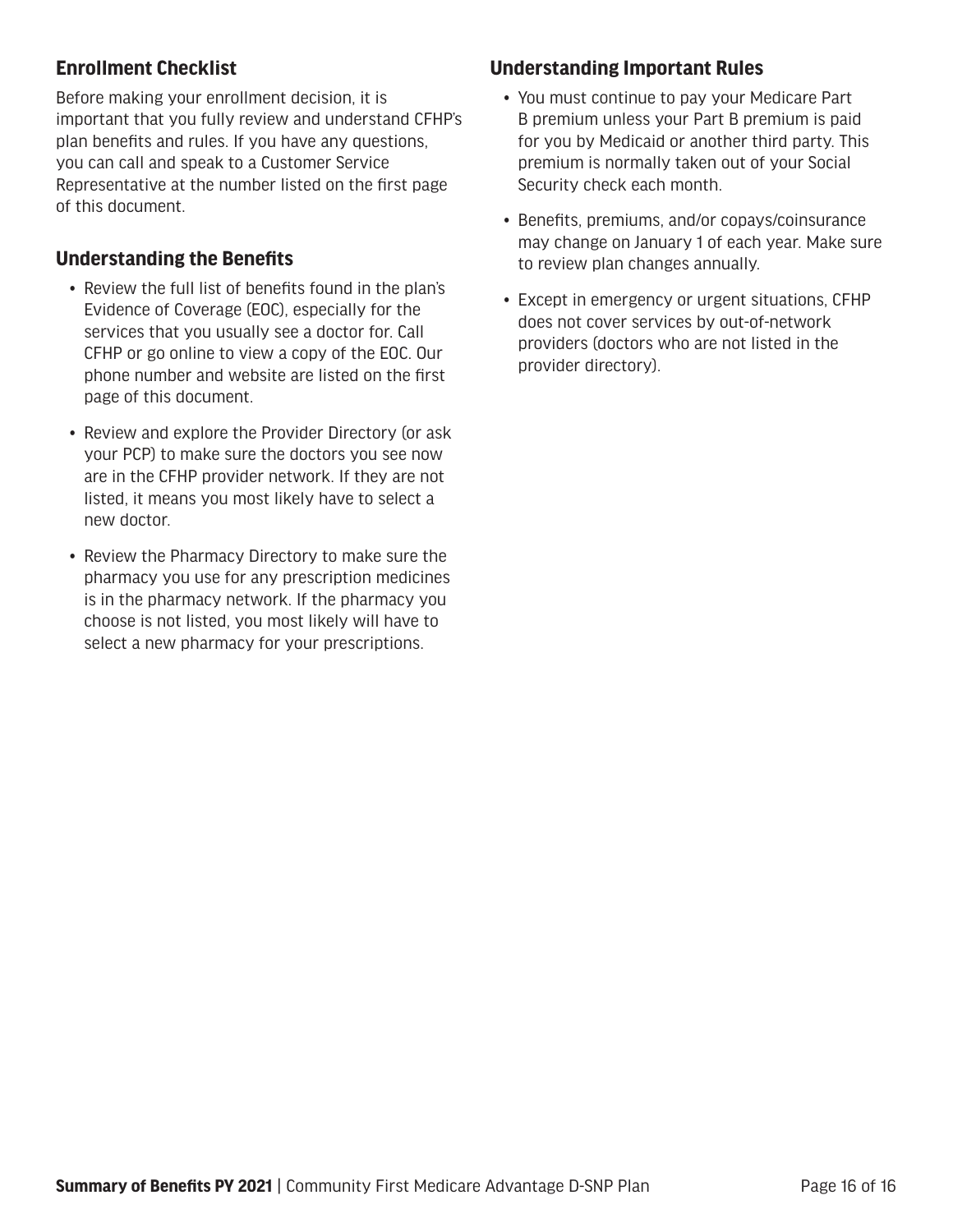## Enrollment Checklist

Before making your enrollment decision, it is important that you fully review and understand CFHP's plan benefits and rules. If you have any questions, you can call and speak to a Customer Service Representative at the number listed on the first page of this document.

## Understanding the Benefits

- Review the full list of benefits found in the plan's Evidence of Coverage (EOC), especially for the services that you usually see a doctor for. Call CFHP or go online to view a copy of the EOC. Our phone number and website are listed on the first page of this document.
- Review and explore the Provider Directory (or ask your PCP) to make sure the doctors you see now are in the CFHP provider network. If they are not listed, it means you most likely have to select a new doctor.
- Review the Pharmacy Directory to make sure the pharmacy you use for any prescription medicines is in the pharmacy network. If the pharmacy you choose is not listed, you most likely will have to select a new pharmacy for your prescriptions.

## Understanding Important Rules

- You must continue to pay your Medicare Part B premium unless your Part B premium is paid for you by Medicaid or another third party. This premium is normally taken out of your Social Security check each month.
- Benefits, premiums, and/or copays/coinsurance may change on January 1 of each year. Make sure to review plan changes annually.
- Except in emergency or urgent situations, CFHP does not cover services by out-of-network providers (doctors who are not listed in the provider directory).